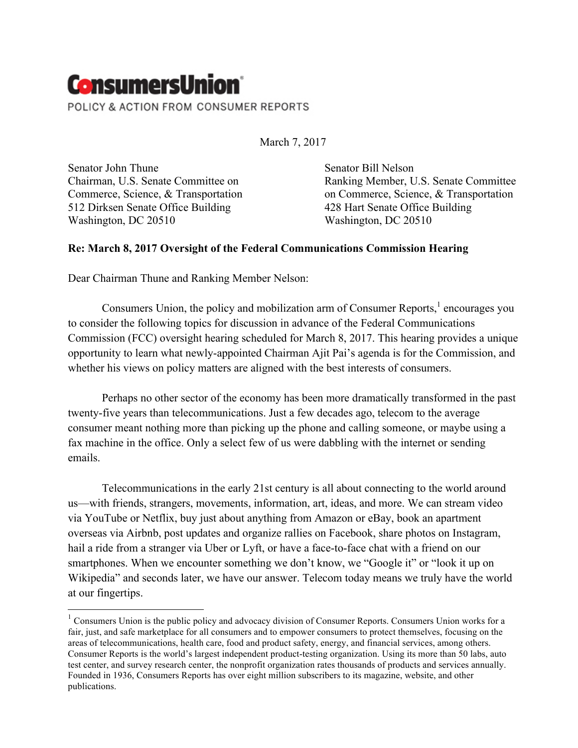# ConsumersUnion

POLICY & ACTION FROM CONSUMER REPORTS

March 7, 2017

Senator John Thune
Chairman, U.S. Senate Committee on Commerce, Science, & Transportation
512 Dirksen Senate Office Building
Washington, DC 20510

Senator Bill Nelson
Ranking Member, U.S. Senate Committee on Commerce, Science, & Transportation
428 Hart Senate Office Building
Washington, DC 20510

**Re: March 8, 2017 Oversight of the Federal Communications Commission Hearing**

Dear Chairman Thune and Ranking Member Nelson:

Consumers Union, the policy and mobilization arm of Consumer Reports,[1] encourages you to consider the following topics for discussion in advance of the Federal Communications Commission (FCC) oversight hearing scheduled for March 8, 2017. This hearing provides a unique opportunity to learn what newly-appointed Chairman Ajit Pai's agenda is for the Commission, and whether his views on policy matters are aligned with the best interests of consumers.

Perhaps no other sector of the economy has been more dramatically transformed in the past twenty-five years than telecommunications. Just a few decades ago, telecom to the average consumer meant nothing more than picking up the phone and calling someone, or maybe using a fax machine in the office. Only a select few of us were dabbling with the internet or sending emails.

Telecommunications in the early 21st century is all about connecting to the world around us—with friends, strangers, movements, information, art, ideas, and more. We can stream video via YouTube or Netflix, buy just about anything from Amazon or eBay, book an apartment overseas via Airbnb, post updates and organize rallies on Facebook, share photos on Instagram, hail a ride from a stranger via Uber or Lyft, or have a face-to-face chat with a friend on our smartphones. When we encounter something we don't know, we "Google it" or "look it up on Wikipedia" and seconds later, we have our answer. Telecom today means we truly have the world at our fingertips.

[1] Consumers Union is the public policy and advocacy division of Consumer Reports. Consumers Union works for a fair, just, and safe marketplace for all consumers and to empower consumers to protect themselves, focusing on the areas of telecommunications, health care, food and product safety, energy, and financial services, among others. Consumer Reports is the world's largest independent product-testing organization. Using its more than 50 labs, auto test center, and survey research center, the nonprofit organization rates thousands of products and services annually. Founded in 1936, Consumers Reports has over eight million subscribers to its magazine, website, and other publications.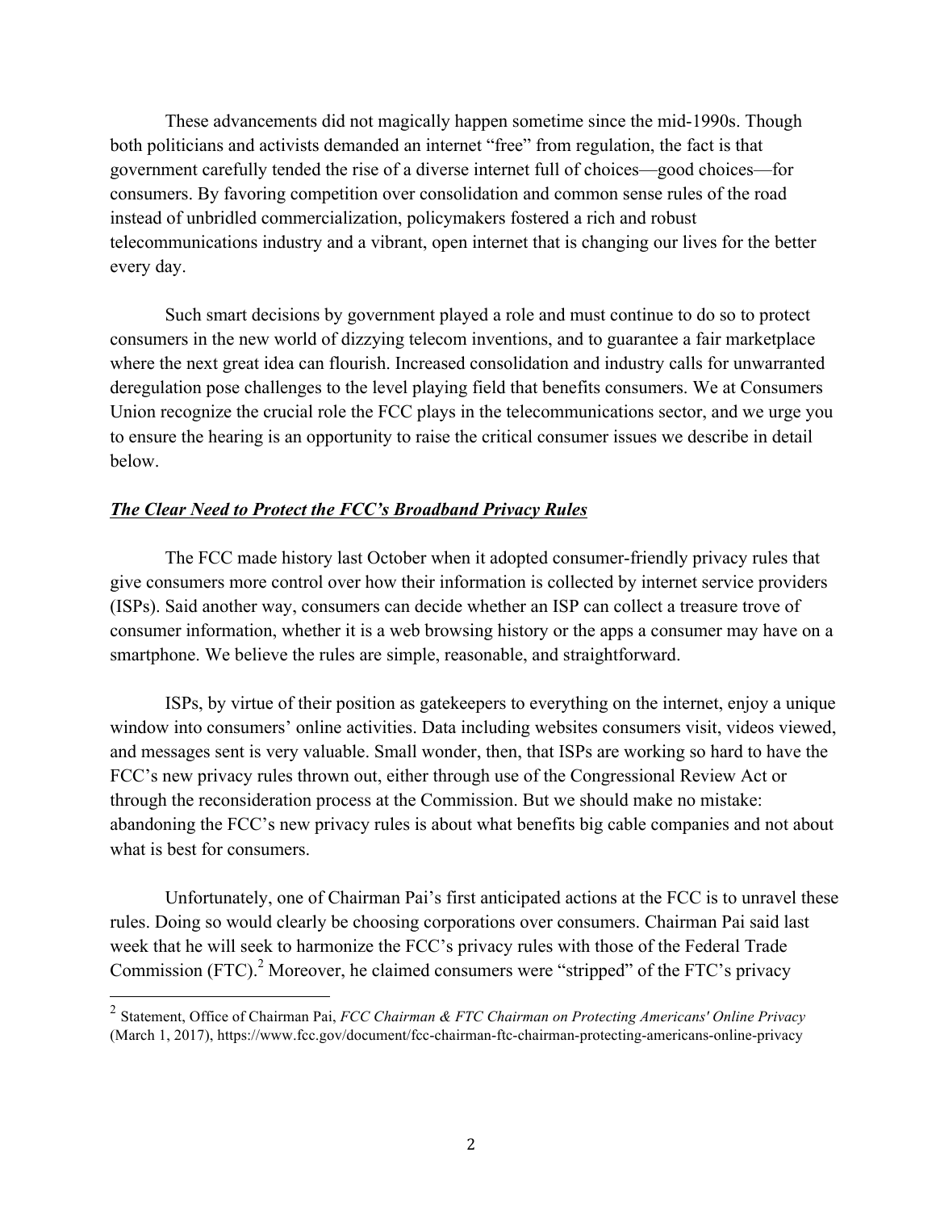These advancements did not magically happen sometime since the mid-1990s. Though both politicians and activists demanded an internet "free" from regulation, the fact is that government carefully tended the rise of a diverse internet full of choices—good choices—for consumers. By favoring competition over consolidation and common sense rules of the road instead of unbridled commercialization, policymakers fostered a rich and robust telecommunications industry and a vibrant, open internet that is changing our lives for the better every day.

Such smart decisions by government played a role and must continue to do so to protect consumers in the new world of dizzying telecom inventions, and to guarantee a fair marketplace where the next great idea can flourish. Increased consolidation and industry calls for unwarranted deregulation pose challenges to the level playing field that benefits consumers. We at Consumers Union recognize the crucial role the FCC plays in the telecommunications sector, and we urge you to ensure the hearing is an opportunity to raise the critical consumer issues we describe in detail below.

***The Clear Need to Protect the FCC's Broadband Privacy Rules***

The FCC made history last October when it adopted consumer-friendly privacy rules that give consumers more control over how their information is collected by internet service providers (ISPs). Said another way, consumers can decide whether an ISP can collect a treasure trove of consumer information, whether it is a web browsing history or the apps a consumer may have on a smartphone. We believe the rules are simple, reasonable, and straightforward.

ISPs, by virtue of their position as gatekeepers to everything on the internet, enjoy a unique window into consumers' online activities. Data including websites consumers visit, videos viewed, and messages sent is very valuable. Small wonder, then, that ISPs are working so hard to have the FCC's new privacy rules thrown out, either through use of the Congressional Review Act or through the reconsideration process at the Commission. But we should make no mistake: abandoning the FCC's new privacy rules is about what benefits big cable companies and not about what is best for consumers.

Unfortunately, one of Chairman Pai's first anticipated actions at the FCC is to unravel these rules. Doing so would clearly be choosing corporations over consumers. Chairman Pai said last week that he will seek to harmonize the FCC's privacy rules with those of the Federal Trade Commission (FTC).[2] Moreover, he claimed consumers were "stripped" of the FTC's privacy

---

[2] Statement, Office of Chairman Pai, *FCC Chairman & FTC Chairman on Protecting Americans' Online Privacy* (March 1, 2017), https://www.fcc.gov/document/fcc-chairman-ftc-chairman-protecting-americans-online-privacy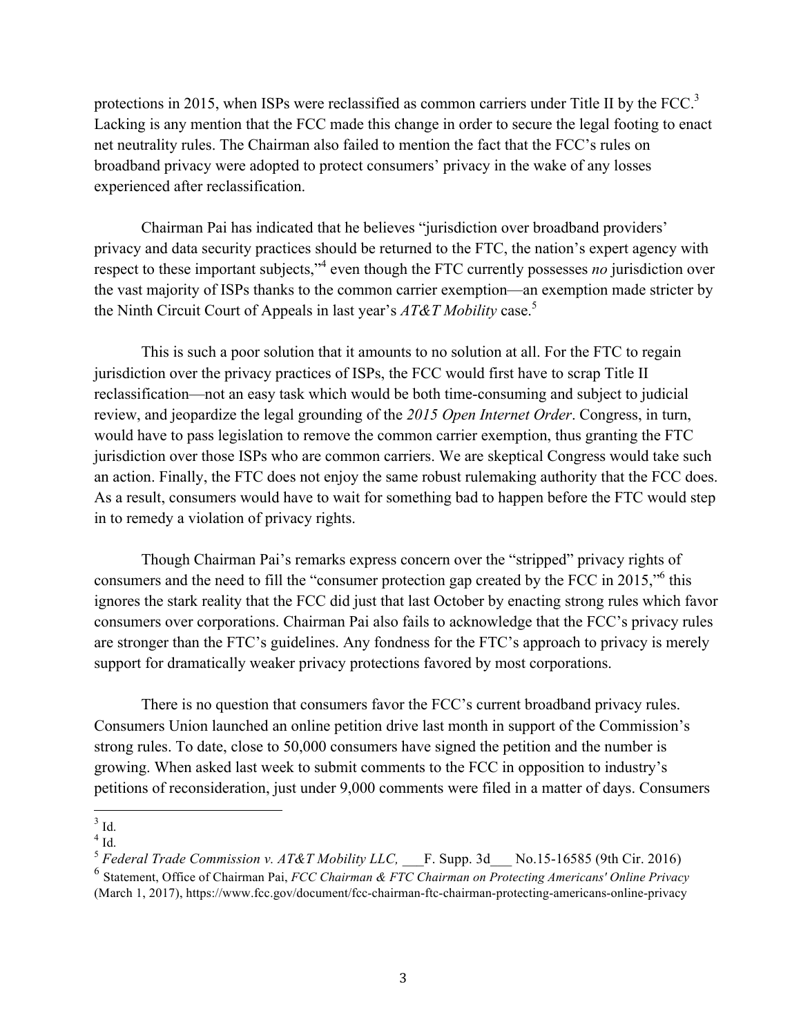protections in 2015, when ISPs were reclassified as common carriers under Title II by the FCC.[3] Lacking is any mention that the FCC made this change in order to secure the legal footing to enact net neutrality rules. The Chairman also failed to mention the fact that the FCC's rules on broadband privacy were adopted to protect consumers' privacy in the wake of any losses experienced after reclassification.

Chairman Pai has indicated that he believes "jurisdiction over broadband providers' privacy and data security practices should be returned to the FTC, the nation's expert agency with respect to these important subjects,"[4] even though the FTC currently possesses *no* jurisdiction over the vast majority of ISPs thanks to the common carrier exemption—an exemption made stricter by the Ninth Circuit Court of Appeals in last year's *AT&T Mobility* case.[5]

This is such a poor solution that it amounts to no solution at all. For the FTC to regain jurisdiction over the privacy practices of ISPs, the FCC would first have to scrap Title II reclassification—not an easy task which would be both time-consuming and subject to judicial review, and jeopardize the legal grounding of the *2015 Open Internet Order*. Congress, in turn, would have to pass legislation to remove the common carrier exemption, thus granting the FTC jurisdiction over those ISPs who are common carriers. We are skeptical Congress would take such an action. Finally, the FTC does not enjoy the same robust rulemaking authority that the FCC does. As a result, consumers would have to wait for something bad to happen before the FTC would step in to remedy a violation of privacy rights.

Though Chairman Pai's remarks express concern over the "stripped" privacy rights of consumers and the need to fill the "consumer protection gap created by the FCC in 2015,"[6] this ignores the stark reality that the FCC did just that last October by enacting strong rules which favor consumers over corporations. Chairman Pai also fails to acknowledge that the FCC's privacy rules are stronger than the FTC's guidelines. Any fondness for the FTC's approach to privacy is merely support for dramatically weaker privacy protections favored by most corporations.

There is no question that consumers favor the FCC's current broadband privacy rules. Consumers Union launched an online petition drive last month in support of the Commission's strong rules. To date, close to 50,000 consumers have signed the petition and the number is growing. When asked last week to submit comments to the FCC in opposition to industry's petitions of reconsideration, just under 9,000 comments were filed in a matter of days. Consumers

---

[3] Id.

[4] Id.

[5] *Federal Trade Commission v. AT&T Mobility LLC,* ___F. Supp. 3d___ No.15-16585 (9th Cir. 2016)

[6] Statement, Office of Chairman Pai, *FCC Chairman & FTC Chairman on Protecting Americans' Online Privacy* (March 1, 2017), https://www.fcc.gov/document/fcc-chairman-ftc-chairman-protecting-americans-online-privacy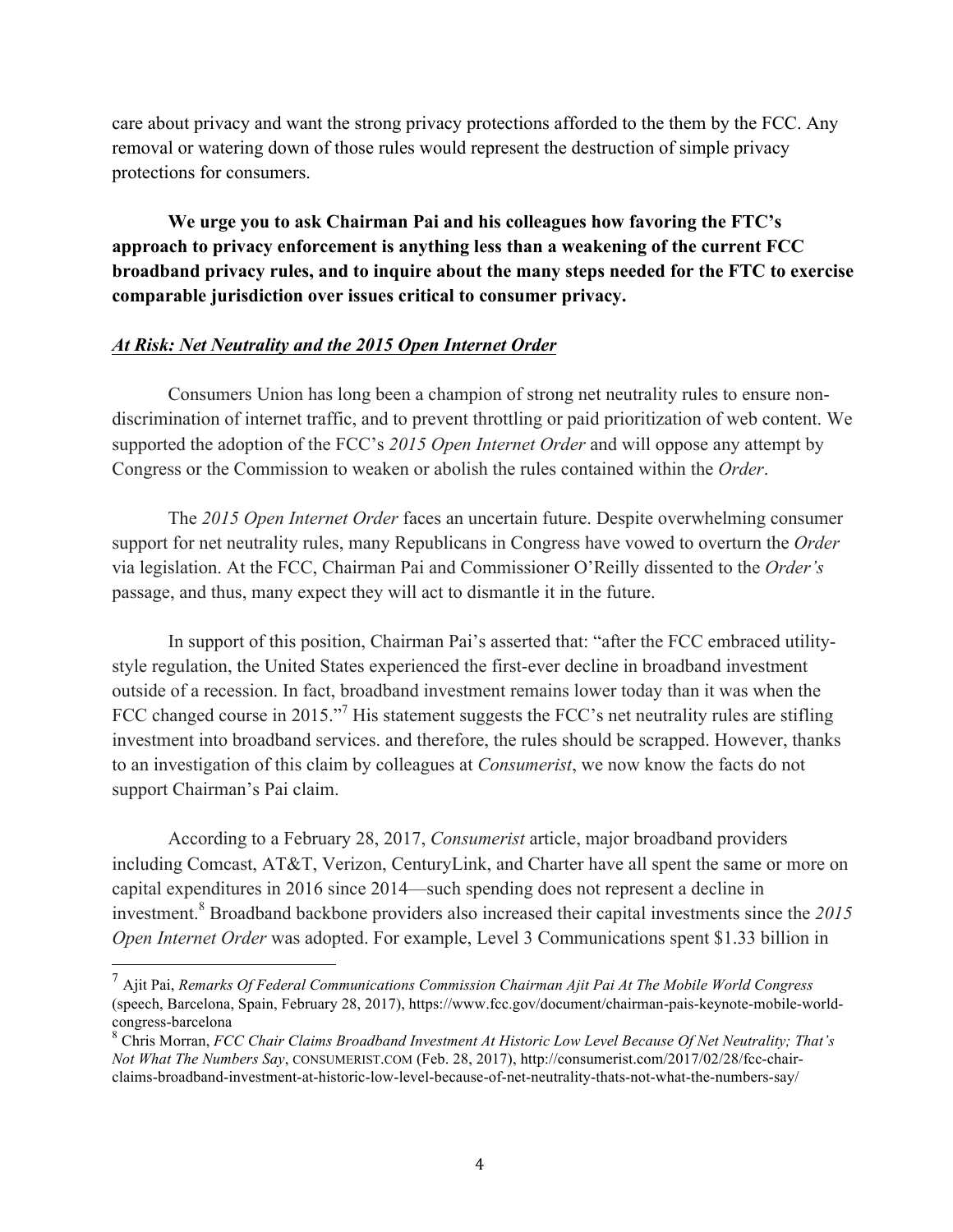care about privacy and want the strong privacy protections afforded to the them by the FCC. Any removal or watering down of those rules would represent the destruction of simple privacy protections for consumers.

**We urge you to ask Chairman Pai and his colleagues how favoring the FTC's approach to privacy enforcement is anything less than a weakening of the current FCC broadband privacy rules, and to inquire about the many steps needed for the FTC to exercise comparable jurisdiction over issues critical to consumer privacy.**

***At Risk: Net Neutrality and the 2015 Open Internet Order***

Consumers Union has long been a champion of strong net neutrality rules to ensure non-discrimination of internet traffic, and to prevent throttling or paid prioritization of web content. We supported the adoption of the FCC's *2015 Open Internet Order* and will oppose any attempt by Congress or the Commission to weaken or abolish the rules contained within the *Order*.

The *2015 Open Internet Order* faces an uncertain future. Despite overwhelming consumer support for net neutrality rules, many Republicans in Congress have vowed to overturn the *Order* via legislation. At the FCC, Chairman Pai and Commissioner O'Reilly dissented to the *Order's* passage, and thus, many expect they will act to dismantle it in the future.

In support of this position, Chairman Pai's asserted that: "after the FCC embraced utility-style regulation, the United States experienced the first-ever decline in broadband investment outside of a recession. In fact, broadband investment remains lower today than it was when the FCC changed course in 2015."[7] His statement suggests the FCC's net neutrality rules are stifling investment into broadband services. and therefore, the rules should be scrapped. However, thanks to an investigation of this claim by colleagues at *Consumerist*, we now know the facts do not support Chairman's Pai claim.

According to a February 28, 2017, *Consumerist* article, major broadband providers including Comcast, AT&T, Verizon, CenturyLink, and Charter have all spent the same or more on capital expenditures in 2016 since 2014—such spending does not represent a decline in investment.[8] Broadband backbone providers also increased their capital investments since the *2015 Open Internet Order* was adopted. For example, Level 3 Communications spent $1.33 billion in

---

[7] Ajit Pai, *Remarks Of Federal Communications Commission Chairman Ajit Pai At The Mobile World Congress* (speech, Barcelona, Spain, February 28, 2017), https://www.fcc.gov/document/chairman-pais-keynote-mobile-world-congress-barcelona

[8] Chris Morran, *FCC Chair Claims Broadband Investment At Historic Low Level Because Of Net Neutrality; That's Not What The Numbers Say*, CONSUMERIST.COM (Feb. 28, 2017), http://consumerist.com/2017/02/28/fcc-chair-claims-broadband-investment-at-historic-low-level-because-of-net-neutrality-thats-not-what-the-numbers-say/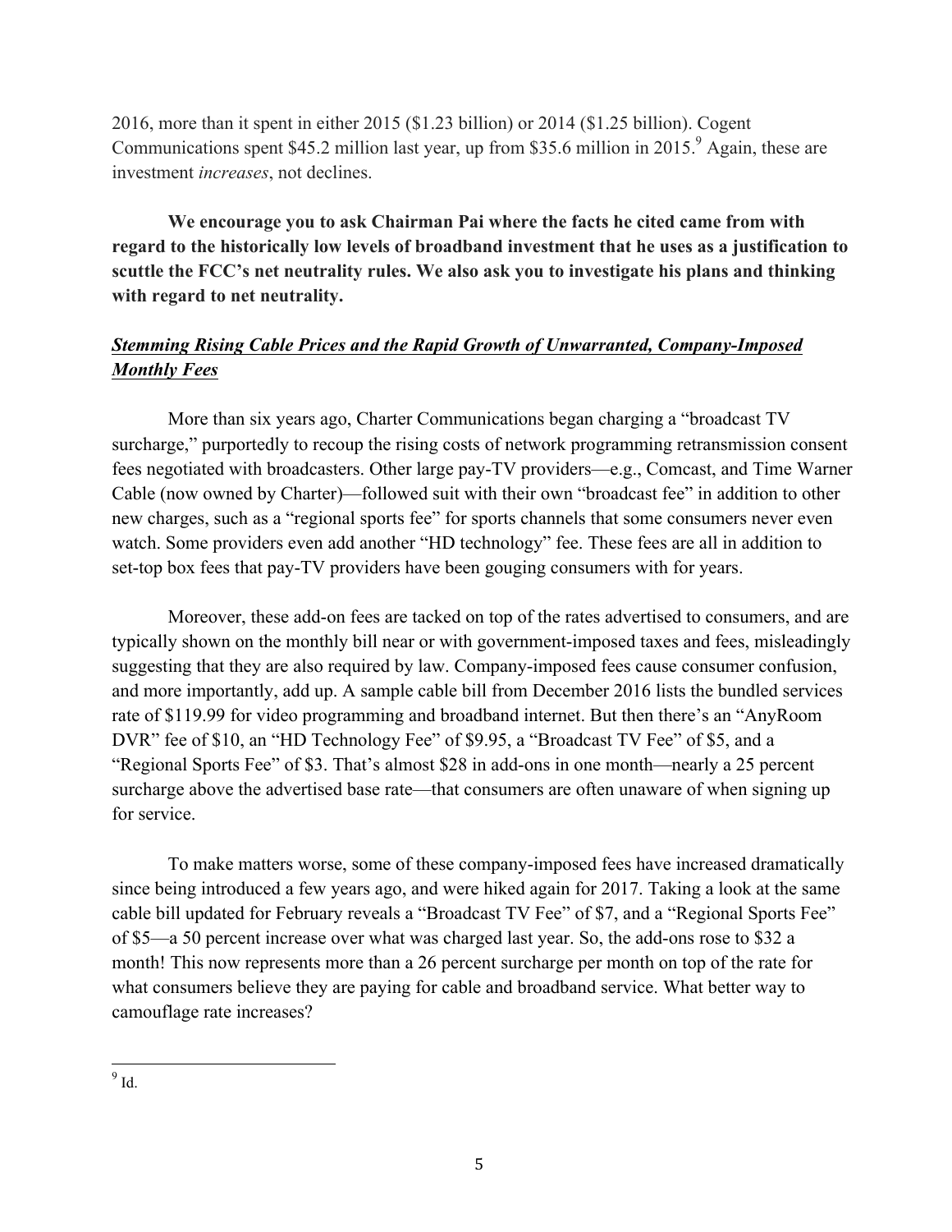2016, more than it spent in either 2015 ($1.23 billion) or 2014 ($1.25 billion). Cogent Communications spent $45.2 million last year, up from $35.6 million in 2015.[9] Again, these are investment *increases*, not declines.

**We encourage you to ask Chairman Pai where the facts he cited came from with regard to the historically low levels of broadband investment that he uses as a justification to scuttle the FCC's net neutrality rules. We also ask you to investigate his plans and thinking with regard to net neutrality.**

***Stemming Rising Cable Prices and the Rapid Growth of Unwarranted, Company-Imposed Monthly Fees***

More than six years ago, Charter Communications began charging a "broadcast TV surcharge," purportedly to recoup the rising costs of network programming retransmission consent fees negotiated with broadcasters. Other large pay-TV providers—e.g., Comcast, and Time Warner Cable (now owned by Charter)—followed suit with their own "broadcast fee" in addition to other new charges, such as a "regional sports fee" for sports channels that some consumers never even watch. Some providers even add another "HD technology" fee. These fees are all in addition to set-top box fees that pay-TV providers have been gouging consumers with for years.

Moreover, these add-on fees are tacked on top of the rates advertised to consumers, and are typically shown on the monthly bill near or with government-imposed taxes and fees, misleadingly suggesting that they are also required by law. Company-imposed fees cause consumer confusion, and more importantly, add up. A sample cable bill from December 2016 lists the bundled services rate of $119.99 for video programming and broadband internet. But then there's an "AnyRoom DVR" fee of $10, an "HD Technology Fee" of $9.95, a "Broadcast TV Fee" of $5, and a "Regional Sports Fee" of $3. That's almost $28 in add-ons in one month—nearly a 25 percent surcharge above the advertised base rate—that consumers are often unaware of when signing up for service.

To make matters worse, some of these company-imposed fees have increased dramatically since being introduced a few years ago, and were hiked again for 2017. Taking a look at the same cable bill updated for February reveals a "Broadcast TV Fee" of $7, and a "Regional Sports Fee" of $5—a 50 percent increase over what was charged last year. So, the add-ons rose to $32 a month! This now represents more than a 26 percent surcharge per month on top of the rate for what consumers believe they are paying for cable and broadband service. What better way to camouflage rate increases?

---

[9] Id.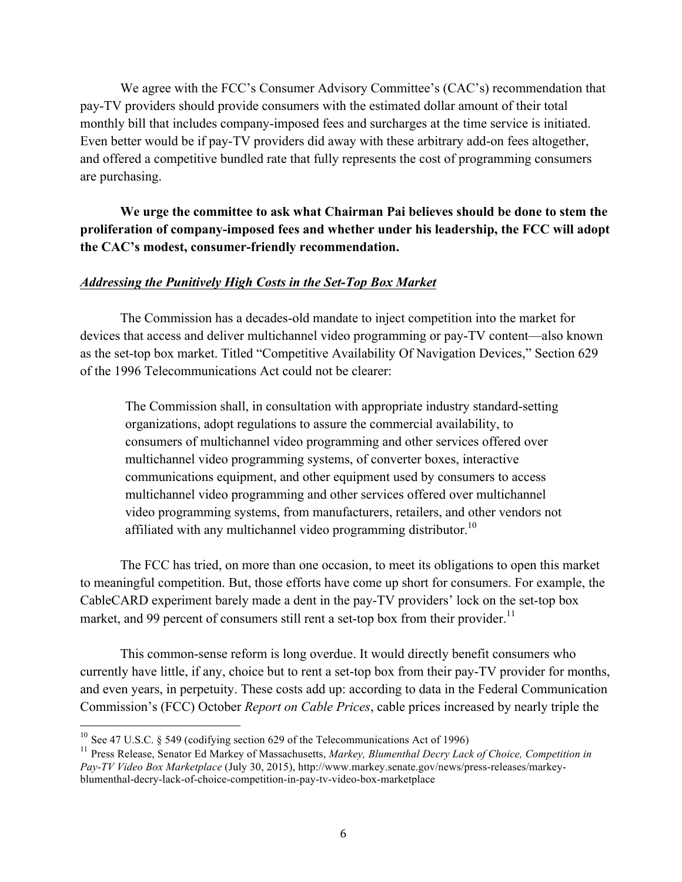We agree with the FCC's Consumer Advisory Committee's (CAC's) recommendation that pay-TV providers should provide consumers with the estimated dollar amount of their total monthly bill that includes company-imposed fees and surcharges at the time service is initiated. Even better would be if pay-TV providers did away with these arbitrary add-on fees altogether, and offered a competitive bundled rate that fully represents the cost of programming consumers are purchasing.

**We urge the committee to ask what Chairman Pai believes should be done to stem the proliferation of company-imposed fees and whether under his leadership, the FCC will adopt the CAC's modest, consumer-friendly recommendation.**

***Addressing the Punitively High Costs in the Set-Top Box Market***

The Commission has a decades-old mandate to inject competition into the market for devices that access and deliver multichannel video programming or pay-TV content—also known as the set-top box market. Titled "Competitive Availability Of Navigation Devices," Section 629 of the 1996 Telecommunications Act could not be clearer:

> The Commission shall, in consultation with appropriate industry standard-setting organizations, adopt regulations to assure the commercial availability, to consumers of multichannel video programming and other services offered over multichannel video programming systems, of converter boxes, interactive communications equipment, and other equipment used by consumers to access multichannel video programming and other services offered over multichannel video programming systems, from manufacturers, retailers, and other vendors not affiliated with any multichannel video programming distributor.[10]

The FCC has tried, on more than one occasion, to meet its obligations to open this market to meaningful competition. But, those efforts have come up short for consumers. For example, the CableCARD experiment barely made a dent in the pay-TV providers' lock on the set-top box market, and 99 percent of consumers still rent a set-top box from their provider.[11]

This common-sense reform is long overdue. It would directly benefit consumers who currently have little, if any, choice but to rent a set-top box from their pay-TV provider for months, and even years, in perpetuity. These costs add up: according to data in the Federal Communication Commission's (FCC) October *Report on Cable Prices*, cable prices increased by nearly triple the

---

[10] See 47 U.S.C. § 549 (codifying section 629 of the Telecommunications Act of 1996)

[11] Press Release, Senator Ed Markey of Massachusetts, *Markey, Blumenthal Decry Lack of Choice, Competition in Pay-TV Video Box Marketplace* (July 30, 2015), http://www.markey.senate.gov/news/press-releases/markey-blumenthal-decry-lack-of-choice-competition-in-pay-tv-video-box-marketplace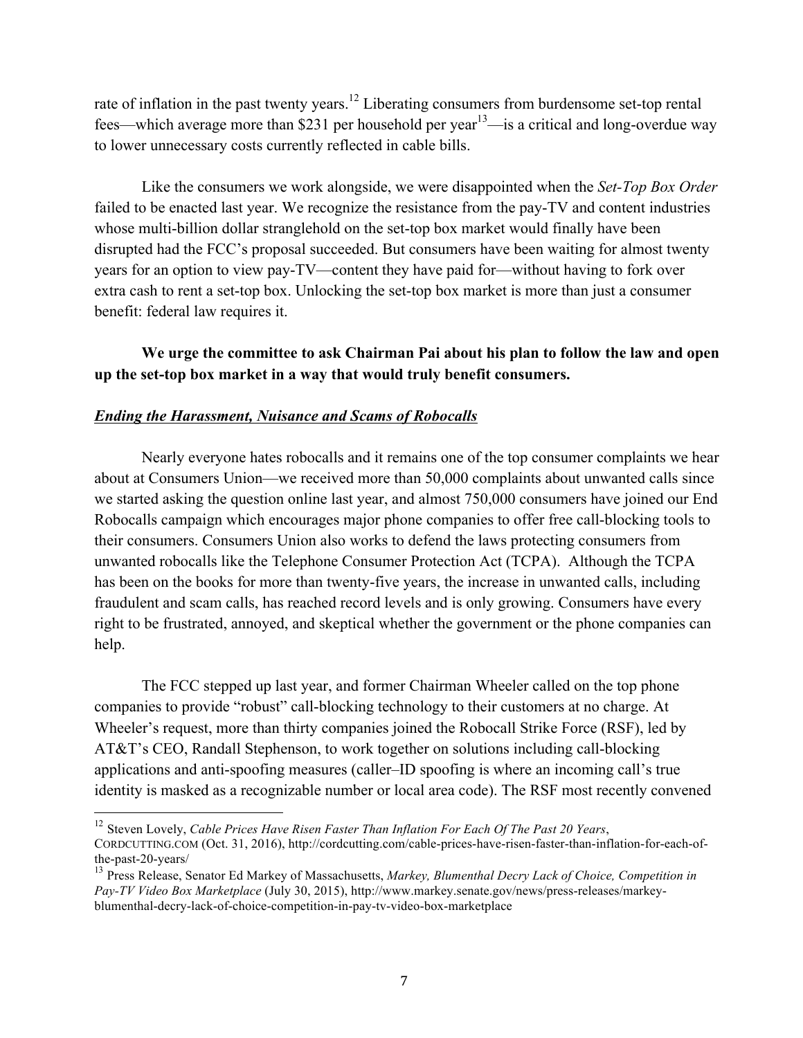rate of inflation in the past twenty years.[12] Liberating consumers from burdensome set-top rental fees—which average more than $231 per household per year[13]—is a critical and long-overdue way to lower unnecessary costs currently reflected in cable bills.

Like the consumers we work alongside, we were disappointed when the *Set-Top Box Order* failed to be enacted last year. We recognize the resistance from the pay-TV and content industries whose multi-billion dollar stranglehold on the set-top box market would finally have been disrupted had the FCC's proposal succeeded. But consumers have been waiting for almost twenty years for an option to view pay-TV—content they have paid for—without having to fork over extra cash to rent a set-top box. Unlocking the set-top box market is more than just a consumer benefit: federal law requires it.

**We urge the committee to ask Chairman Pai about his plan to follow the law and open up the set-top box market in a way that would truly benefit consumers.**

***Ending the Harassment, Nuisance and Scams of Robocalls***

Nearly everyone hates robocalls and it remains one of the top consumer complaints we hear about at Consumers Union—we received more than 50,000 complaints about unwanted calls since we started asking the question online last year, and almost 750,000 consumers have joined our End Robocalls campaign which encourages major phone companies to offer free call-blocking tools to their consumers. Consumers Union also works to defend the laws protecting consumers from unwanted robocalls like the Telephone Consumer Protection Act (TCPA). Although the TCPA has been on the books for more than twenty-five years, the increase in unwanted calls, including fraudulent and scam calls, has reached record levels and is only growing. Consumers have every right to be frustrated, annoyed, and skeptical whether the government or the phone companies can help.

The FCC stepped up last year, and former Chairman Wheeler called on the top phone companies to provide "robust" call-blocking technology to their customers at no charge. At Wheeler's request, more than thirty companies joined the Robocall Strike Force (RSF), led by AT&T's CEO, Randall Stephenson, to work together on solutions including call-blocking applications and anti-spoofing measures (caller–ID spoofing is where an incoming call's true identity is masked as a recognizable number or local area code). The RSF most recently convened

---

[12] Steven Lovely, *Cable Prices Have Risen Faster Than Inflation For Each Of The Past 20 Years*, CORDCUTTING.COM (Oct. 31, 2016), http://cordcutting.com/cable-prices-have-risen-faster-than-inflation-for-each-of-the-past-20-years/

[13] Press Release, Senator Ed Markey of Massachusetts, *Markey, Blumenthal Decry Lack of Choice, Competition in Pay-TV Video Box Marketplace* (July 30, 2015), http://www.markey.senate.gov/news/press-releases/markey-blumenthal-decry-lack-of-choice-competition-in-pay-tv-video-box-marketplace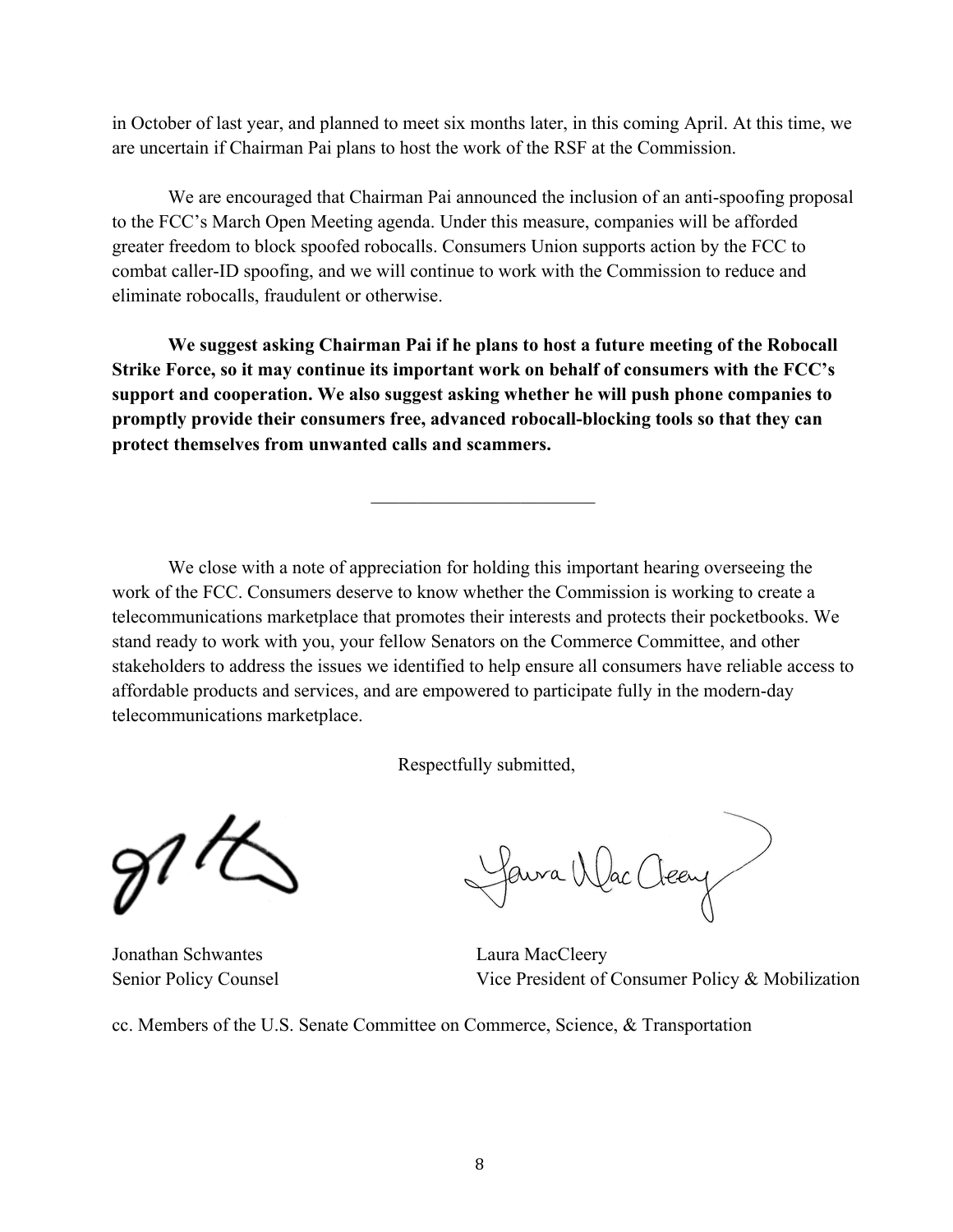in October of last year, and planned to meet six months later, in this coming April. At this time, we are uncertain if Chairman Pai plans to host the work of the RSF at the Commission.

We are encouraged that Chairman Pai announced the inclusion of an anti-spoofing proposal to the FCC's March Open Meeting agenda. Under this measure, companies will be afforded greater freedom to block spoofed robocalls. Consumers Union supports action by the FCC to combat caller-ID spoofing, and we will continue to work with the Commission to reduce and eliminate robocalls, fraudulent or otherwise.

**We suggest asking Chairman Pai if he plans to host a future meeting of the Robocall Strike Force, so it may continue its important work on behalf of consumers with the FCC's support and cooperation. We also suggest asking whether he will push phone companies to promptly provide their consumers free, advanced robocall-blocking tools so that they can protect themselves from unwanted calls and scammers.**

---

We close with a note of appreciation for holding this important hearing overseeing the work of the FCC. Consumers deserve to know whether the Commission is working to create a telecommunications marketplace that promotes their interests and protects their pocketbooks. We stand ready to work with you, your fellow Senators on the Commerce Committee, and other stakeholders to address the issues we identified to help ensure all consumers have reliable access to affordable products and services, and are empowered to participate fully in the modern-day telecommunications marketplace.

Respectfully submitted,

Jonathan Schwantes
Senior Policy Counsel

Laura MacCleery
Vice President of Consumer Policy & Mobilization

cc. Members of the U.S. Senate Committee on Commerce, Science, & Transportation